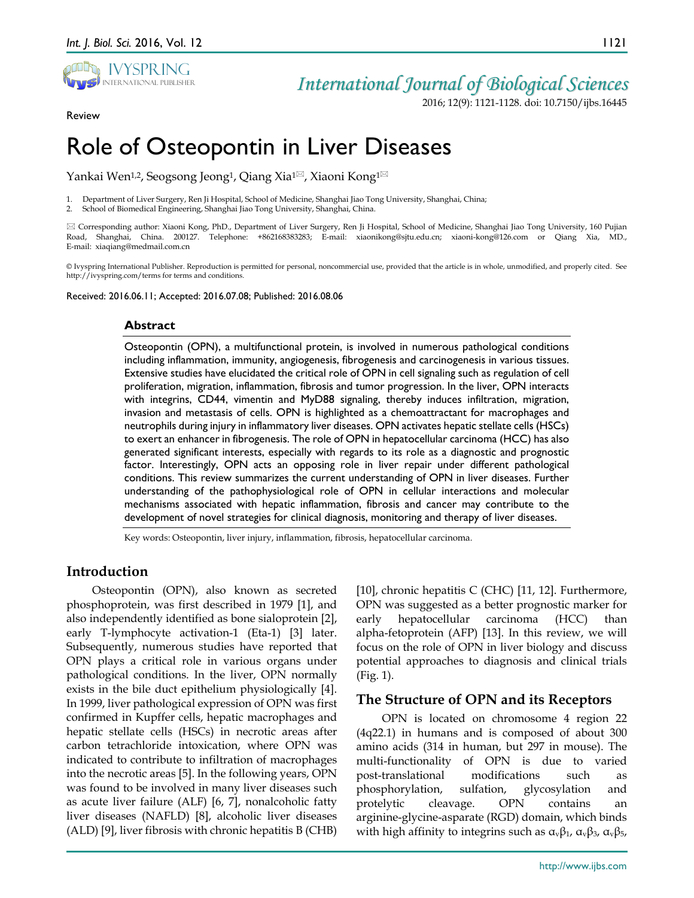Review

# Role of Osteopontin in Liver Diseases

Yankai Wen[1,2], Seogsong Jeong[1], Qiang Xia[1]✉, Xiaoni Kong[1]✉

1. Department of Liver Surgery, Ren Ji Hospital, School of Medicine, Shanghai Jiao Tong University, Shanghai, China;
2. School of Biomedical Engineering, Shanghai Jiao Tong University, Shanghai, China.

✉ Corresponding author: Xiaoni Kong, PhD., Department of Liver Surgery, Ren Ji Hospital, School of Medicine, Shanghai Jiao Tong University, 160 Pujian Road, Shanghai, China. 200127. Telephone: +862168383283; E-mail: xiaonikong@sjtu.edu.cn; xiaoni-kong@126.com or Qiang Xia, MD., E-mail: xiaqiang@medmail.com.cn

© Ivyspring International Publisher. Reproduction is permitted for personal, noncommercial use, provided that the article is in whole, unmodified, and properly cited. See http://ivyspring.com/terms for terms and conditions.

Received: 2016.06.11; Accepted: 2016.07.08; Published: 2016.08.06

## Abstract

Osteopontin (OPN), a multifunctional protein, is involved in numerous pathological conditions including inflammation, immunity, angiogenesis, fibrogenesis and carcinogenesis in various tissues. Extensive studies have elucidated the critical role of OPN in cell signaling such as regulation of cell proliferation, migration, inflammation, fibrosis and tumor progression. In the liver, OPN interacts with integrins, CD44, vimentin and MyD88 signaling, thereby induces infiltration, migration, invasion and metastasis of cells. OPN is highlighted as a chemoattractant for macrophages and neutrophils during injury in inflammatory liver diseases. OPN activates hepatic stellate cells (HSCs) to exert an enhancer in fibrogenesis. The role of OPN in hepatocellular carcinoma (HCC) has also generated significant interests, especially with regards to its role as a diagnostic and prognostic factor. Interestingly, OPN acts an opposing role in liver repair under different pathological conditions. This review summarizes the current understanding of OPN in liver diseases. Further understanding of the pathophysiological role of OPN in cellular interactions and molecular mechanisms associated with hepatic inflammation, fibrosis and cancer may contribute to the development of novel strategies for clinical diagnosis, monitoring and therapy of liver diseases.

Key words: Osteopontin, liver injury, inflammation, fibrosis, hepatocellular carcinoma.

## Introduction

Osteopontin (OPN), also known as secreted phosphoprotein, was first described in 1979 [1], and also independently identified as bone sialoprotein [2], early T-lymphocyte activation-1 (Eta-1) [3] later. Subsequently, numerous studies have reported that OPN plays a critical role in various organs under pathological conditions. In the liver, OPN normally exists in the bile duct epithelium physiologically [4]. In 1999, liver pathological expression of OPN was first confirmed in Kupffer cells, hepatic macrophages and hepatic stellate cells (HSCs) in necrotic areas after carbon tetrachloride intoxication, where OPN was indicated to contribute to infiltration of macrophages into the necrotic areas [5]. In the following years, OPN was found to be involved in many liver diseases such as acute liver failure (ALF) [6, 7], nonalcoholic fatty liver diseases (NAFLD) [8], alcoholic liver diseases (ALD) [9], liver fibrosis with chronic hepatitis B (CHB) [10], chronic hepatitis C (CHC) [11, 12]. Furthermore, OPN was suggested as a better prognostic marker for early hepatocellular carcinoma (HCC) than alpha-fetoprotein (AFP) [13]. In this review, we will focus on the role of OPN in liver biology and discuss potential approaches to diagnosis and clinical trials (Fig. 1).

## The Structure of OPN and its Receptors

OPN is located on chromosome 4 region 22 (4q22.1) in humans and is composed of about 300 amino acids (314 in human, but 297 in mouse). The multi-functionality of OPN is due to varied post-translational modifications such as phosphorylation, sulfation, glycosylation and protelytic cleavage. OPN contains an arginine-glycine-asparate (RGD) domain, which binds with high affinity to integrins such as $\alpha_v\beta_1$, $\alpha_v\beta_3$, $\alpha_v\beta_5$,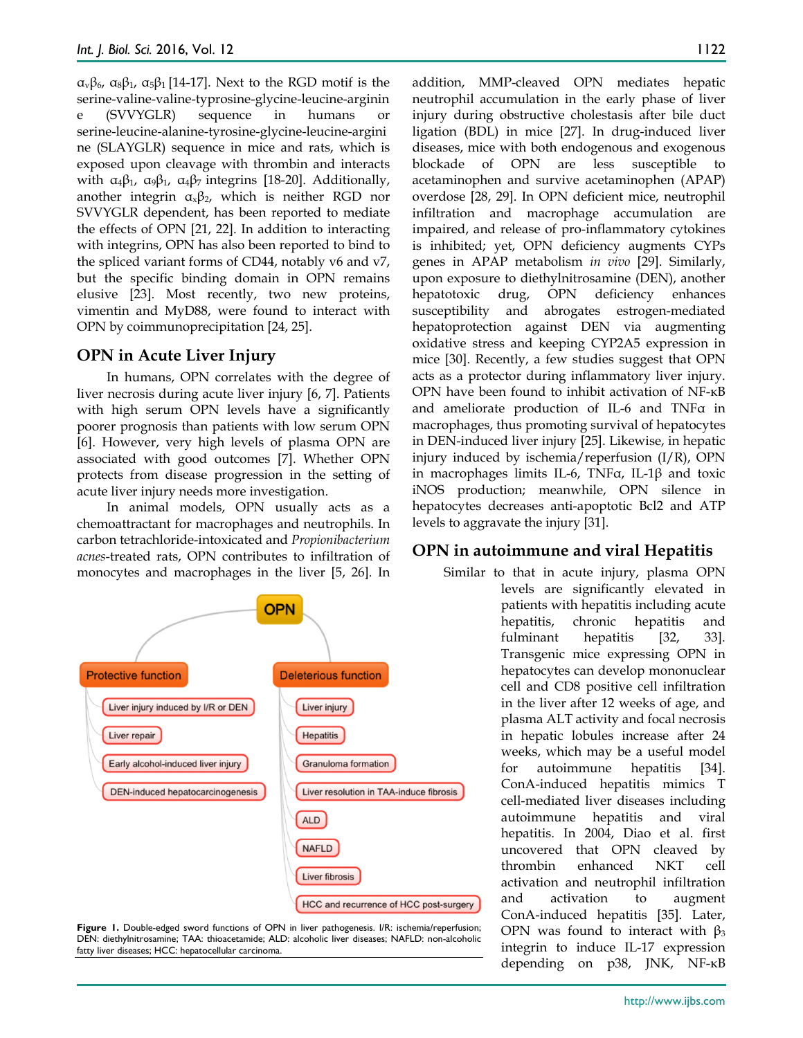$\alpha_v\beta_6$, $\alpha_8\beta_1$, $\alpha_5\beta_1$ [14-17]. Next to the RGD motif is the serine-valine-valine-typrosine-glycine-leucine-arginine (SVVYGLR) sequence in humans or serine-leucine-alanine-tyrosine-glycine-leucine-arginine (SLAYGLR) sequence in mice and rats, which is exposed upon cleavage with thrombin and interacts with $\alpha_4\beta_1$, $\alpha_9\beta_1$, $\alpha_4\beta_7$ integrins [18-20]. Additionally, another integrin $\alpha_x\beta_2$, which is neither RGD nor SVVYGLR dependent, has been reported to mediate the effects of OPN [21, 22]. In addition to interacting with integrins, OPN has also been reported to bind to the spliced variant forms of CD44, notably v6 and v7, but the specific binding domain in OPN remains elusive [23]. Most recently, two new proteins, vimentin and MyD88, were found to interact with OPN by coimmunoprecipitation [24, 25].

## OPN in Acute Liver Injury

In humans, OPN correlates with the degree of liver necrosis during acute liver injury [6, 7]. Patients with high serum OPN levels have a significantly poorer prognosis than patients with low serum OPN [6]. However, very high levels of plasma OPN are associated with good outcomes [7]. Whether OPN protects from disease progression in the setting of acute liver injury needs more investigation.

In animal models, OPN usually acts as a chemoattractant for macrophages and neutrophils. In carbon tetrachloride-intoxicated and *Propionibacterium acnes*-treated rats, OPN contributes to infiltration of monocytes and macrophages in the liver [5, 26]. In addition, MMP-cleaved OPN mediates hepatic neutrophil accumulation in the early phase of liver injury during obstructive cholestasis after bile duct ligation (BDL) in mice [27]. In drug-induced liver diseases, mice with both endogenous and exogenous blockade of OPN are less susceptible to acetaminophen and survive acetaminophen (APAP) overdose [28, 29]. In OPN deficient mice, neutrophil infiltration and macrophage accumulation are impaired, and release of pro-inflammatory cytokines is inhibited; yet, OPN deficiency augments CYPs genes in APAP metabolism *in vivo* [29]. Similarly, upon exposure to diethylnitrosamine (DEN), another hepatotoxic drug, OPN deficiency enhances susceptibility and abrogates estrogen-mediated hepatoprotection against DEN via augmenting oxidative stress and keeping CYP2A5 expression in mice [30]. Recently, a few studies suggest that OPN acts as a protector during inflammatory liver injury. OPN have been found to inhibit activation of NF-κB and ameliorate production of IL-6 and TNFα in macrophages, thus promoting survival of hepatocytes in DEN-induced liver injury [25]. Likewise, in hepatic injury induced by ischemia/reperfusion (I/R), OPN in macrophages limits IL-6, TNFα, IL-1β and toxic iNOS production; meanwhile, OPN silence in hepatocytes decreases anti-apoptotic Bcl2 and ATP levels to aggravate the injury [31].

OPN

Protective function
- Liver injury induced by I/R or DEN
- Liver repair
- Early alcohol-induced liver injury
- DEN-induced hepatocarcinogenesis

Deleterious function
- Liver injury
- Hepatitis
- Granuloma formation
- Liver resolution in TAA-induce fibrosis
- ALD
- NAFLD
- Liver fibrosis
- HCC and recurrence of HCC post-surgery

**Figure 1.** Double-edged sword functions of OPN in liver pathogenesis. I/R: ischemia/reperfusion; DEN: diethylnitrosamine; TAA: thioacetamide; ALD: alcoholic liver diseases; NAFLD: non-alcoholic fatty liver diseases; HCC: hepatocellular carcinoma.

## OPN in autoimmune and viral Hepatitis

Similar to that in acute injury, plasma OPN levels are significantly elevated in patients with hepatitis including acute hepatitis, chronic hepatitis and fulminant hepatitis [32, 33]. Transgenic mice expressing OPN in hepatocytes can develop mononuclear cell and CD8 positive cell infiltration in the liver after 12 weeks of age, and plasma ALT activity and focal necrosis in hepatic lobules increase after 24 weeks, which may be a useful model for autoimmune hepatitis [34]. ConA-induced hepatitis mimics T cell-mediated liver diseases including autoimmune hepatitis and viral hepatitis. In 2004, Diao et al. first uncovered that OPN cleaved by thrombin enhanced NKT cell activation and neutrophil infiltration and activation to augment ConA-induced hepatitis [35]. Later, OPN was found to interact with $\beta_3$ integrin to induce IL-17 expression depending on p38, JNK, NF-κB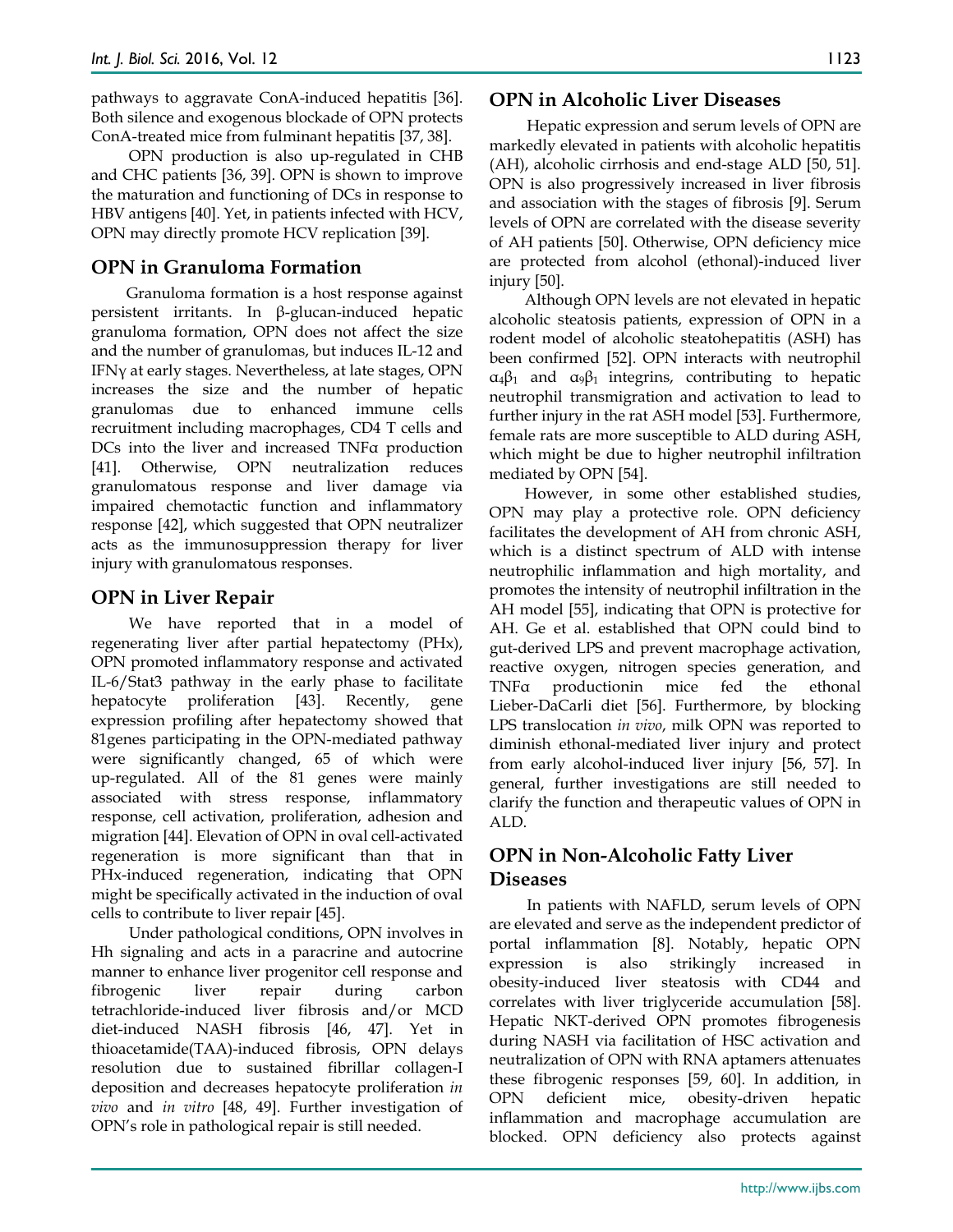pathways to aggravate ConA-induced hepatitis [36]. Both silence and exogenous blockade of OPN protects ConA-treated mice from fulminant hepatitis [37, 38].

OPN production is also up-regulated in CHB and CHC patients [36, 39]. OPN is shown to improve the maturation and functioning of DCs in response to HBV antigens [40]. Yet, in patients infected with HCV, OPN may directly promote HCV replication [39].

## OPN in Granuloma Formation

Granuloma formation is a host response against persistent irritants. In β-glucan-induced hepatic granuloma formation, OPN does not affect the size and the number of granulomas, but induces IL-12 and IFNγ at early stages. Nevertheless, at late stages, OPN increases the size and the number of hepatic granulomas due to enhanced immune cells recruitment including macrophages, CD4 T cells and DCs into the liver and increased TNFα production [41]. Otherwise, OPN neutralization reduces granulomatous response and liver damage via impaired chemotactic function and inflammatory response [42], which suggested that OPN neutralizer acts as the immunosuppression therapy for liver injury with granulomatous responses.

## OPN in Liver Repair

We have reported that in a model of regenerating liver after partial hepatectomy (PHx), OPN promoted inflammatory response and activated IL-6/Stat3 pathway in the early phase to facilitate hepatocyte proliferation [43]. Recently, gene expression profiling after hepatectomy showed that 81genes participating in the OPN-mediated pathway were significantly changed, 65 of which were up-regulated. All of the 81 genes were mainly associated with stress response, inflammatory response, cell activation, proliferation, adhesion and migration [44]. Elevation of OPN in oval cell-activated regeneration is more significant than that in PHx-induced regeneration, indicating that OPN might be specifically activated in the induction of oval cells to contribute to liver repair [45].

Under pathological conditions, OPN involves in Hh signaling and acts in a paracrine and autocrine manner to enhance liver progenitor cell response and fibrogenic liver repair during carbon tetrachloride-induced liver fibrosis and/or MCD diet-induced NASH fibrosis [46, 47]. Yet in thioacetamide(TAA)-induced fibrosis, OPN delays resolution due to sustained fibrillar collagen-I deposition and decreases hepatocyte proliferation *in vivo* and *in vitro* [48, 49]. Further investigation of OPN's role in pathological repair is still needed.

## OPN in Alcoholic Liver Diseases

Hepatic expression and serum levels of OPN are markedly elevated in patients with alcoholic hepatitis (AH), alcoholic cirrhosis and end-stage ALD [50, 51]. OPN is also progressively increased in liver fibrosis and association with the stages of fibrosis [9]. Serum levels of OPN are correlated with the disease severity of AH patients [50]. Otherwise, OPN deficiency mice are protected from alcohol (ethonal)-induced liver injury [50].

Although OPN levels are not elevated in hepatic alcoholic steatosis patients, expression of OPN in a rodent model of alcoholic steatohepatitis (ASH) has been confirmed [52]. OPN interacts with neutrophil $\alpha_4\beta_1$ and $\alpha_9\beta_1$ integrins, contributing to hepatic neutrophil transmigration and activation to lead to further injury in the rat ASH model [53]. Furthermore, female rats are more susceptible to ALD during ASH, which might be due to higher neutrophil infiltration mediated by OPN [54].

However, in some other established studies, OPN may play a protective role. OPN deficiency facilitates the development of AH from chronic ASH, which is a distinct spectrum of ALD with intense neutrophilic inflammation and high mortality, and promotes the intensity of neutrophil infiltration in the AH model [55], indicating that OPN is protective for AH. Ge et al. established that OPN could bind to gut-derived LPS and prevent macrophage activation, reactive oxygen, nitrogen species generation, and TNFα productionin mice fed the ethonal Lieber-DaCarli diet [56]. Furthermore, by blocking LPS translocation *in vivo*, milk OPN was reported to diminish ethonal-mediated liver injury and protect from early alcohol-induced liver injury [56, 57]. In general, further investigations are still needed to clarify the function and therapeutic values of OPN in ALD.

## OPN in Non-Alcoholic Fatty Liver Diseases

In patients with NAFLD, serum levels of OPN are elevated and serve as the independent predictor of portal inflammation [8]. Notably, hepatic OPN expression is also strikingly increased in obesity-induced liver steatosis with CD44 and correlates with liver triglyceride accumulation [58]. Hepatic NKT-derived OPN promotes fibrogenesis during NASH via facilitation of HSC activation and neutralization of OPN with RNA aptamers attenuates these fibrogenic responses [59, 60]. In addition, in OPN deficient mice, obesity-driven hepatic inflammation and macrophage accumulation are blocked. OPN deficiency also protects against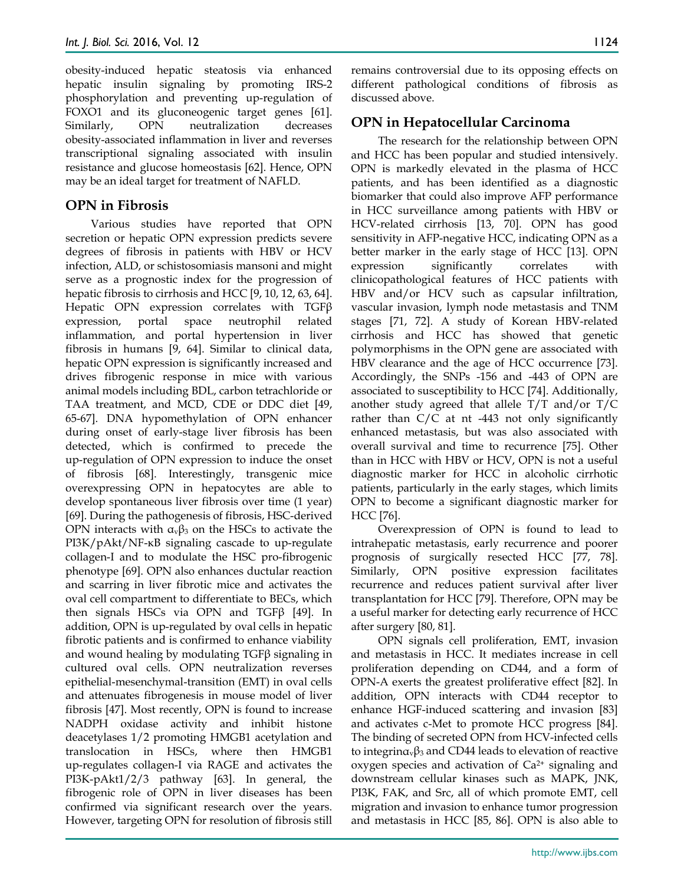obesity-induced hepatic steatosis via enhanced hepatic insulin signaling by promoting IRS-2 phosphorylation and preventing up-regulation of FOXO1 and its gluconeogenic target genes [61]. Similarly, OPN neutralization decreases obesity-associated inflammation in liver and reverses transcriptional signaling associated with insulin resistance and glucose homeostasis [62]. Hence, OPN may be an ideal target for treatment of NAFLD.

## OPN in Fibrosis

Various studies have reported that OPN secretion or hepatic OPN expression predicts severe degrees of fibrosis in patients with HBV or HCV infection, ALD, or schistosomiasis mansoni and might serve as a prognostic index for the progression of hepatic fibrosis to cirrhosis and HCC [9, 10, 12, 63, 64]. Hepatic OPN expression correlates with TGFβ expression, portal space neutrophil related inflammation, and portal hypertension in liver fibrosis in humans [9, 64]. Similar to clinical data, hepatic OPN expression is significantly increased and drives fibrogenic response in mice with various animal models including BDL, carbon tetrachloride or TAA treatment, and MCD, CDE or DDC diet [49, 65-67]. DNA hypomethylation of OPN enhancer during onset of early-stage liver fibrosis has been detected, which is confirmed to precede the up-regulation of OPN expression to induce the onset of fibrosis [68]. Interestingly, transgenic mice overexpressing OPN in hepatocytes are able to develop spontaneous liver fibrosis over time (1 year) [69]. During the pathogenesis of fibrosis, HSC-derived OPN interacts with $\alpha_v\beta_3$ on the HSCs to activate the PI3K/pAkt/NF-κB signaling cascade to up-regulate collagen-I and to modulate the HSC pro-fibrogenic phenotype [69]. OPN also enhances ductular reaction and scarring in liver fibrotic mice and activates the oval cell compartment to differentiate to BECs, which then signals HSCs via OPN and TGFβ [49]. In addition, OPN is up-regulated by oval cells in hepatic fibrotic patients and is confirmed to enhance viability and wound healing by modulating TGFβ signaling in cultured oval cells. OPN neutralization reverses epithelial-mesenchymal-transition (EMT) in oval cells and attenuates fibrogenesis in mouse model of liver fibrosis [47]. Most recently, OPN is found to increase NADPH oxidase activity and inhibit histone deacetylases 1/2 promoting HMGB1 acetylation and translocation in HSCs, where then HMGB1 up-regulates collagen-I via RAGE and activates the PI3K-pAkt1/2/3 pathway [63]. In general, the fibrogenic role of OPN in liver diseases has been confirmed via significant research over the years. However, targeting OPN for resolution of fibrosis still remains controversial due to its opposing effects on different pathological conditions of fibrosis as discussed above.

## OPN in Hepatocellular Carcinoma

The research for the relationship between OPN and HCC has been popular and studied intensively. OPN is markedly elevated in the plasma of HCC patients, and has been identified as a diagnostic biomarker that could also improve AFP performance in HCC surveillance among patients with HBV or HCV-related cirrhosis [13, 70]. OPN has good sensitivity in AFP-negative HCC, indicating OPN as a better marker in the early stage of HCC [13]. OPN expression significantly correlates with clinicopathological features of HCC patients with HBV and/or HCV such as capsular infiltration, vascular invasion, lymph node metastasis and TNM stages [71, 72]. A study of Korean HBV-related cirrhosis and HCC has showed that genetic polymorphisms in the OPN gene are associated with HBV clearance and the age of HCC occurrence [73]. Accordingly, the SNPs -156 and -443 of OPN are associated to susceptibility to HCC [74]. Additionally, another study agreed that allele T/T and/or T/C rather than C/C at nt -443 not only significantly enhanced metastasis, but was also associated with overall survival and time to recurrence [75]. Other than in HCC with HBV or HCV, OPN is not a useful diagnostic marker for HCC in alcoholic cirrhotic patients, particularly in the early stages, which limits OPN to become a significant diagnostic marker for HCC [76].

Overexpression of OPN is found to lead to intrahepatic metastasis, early recurrence and poorer prognosis of surgically resected HCC [77, 78]. Similarly, OPN positive expression facilitates recurrence and reduces patient survival after liver transplantation for HCC [79]. Therefore, OPN may be a useful marker for detecting early recurrence of HCC after surgery [80, 81].

OPN signals cell proliferation, EMT, invasion and metastasis in HCC. It mediates increase in cell proliferation depending on CD44, and a form of OPN-A exerts the greatest proliferative effect [82]. In addition, OPN interacts with CD44 receptor to enhance HGF-induced scattering and invasion [83] and activates c-Met to promote HCC progress [84]. The binding of secreted OPN from HCV-infected cells to integrin$\alpha_v\beta_3$ and CD44 leads to elevation of reactive oxygen species and activation of $Ca^{2+}$ signaling and downstream cellular kinases such as MAPK, JNK, PI3K, FAK, and Src, all of which promote EMT, cell migration and invasion to enhance tumor progression and metastasis in HCC [85, 86]. OPN is also able to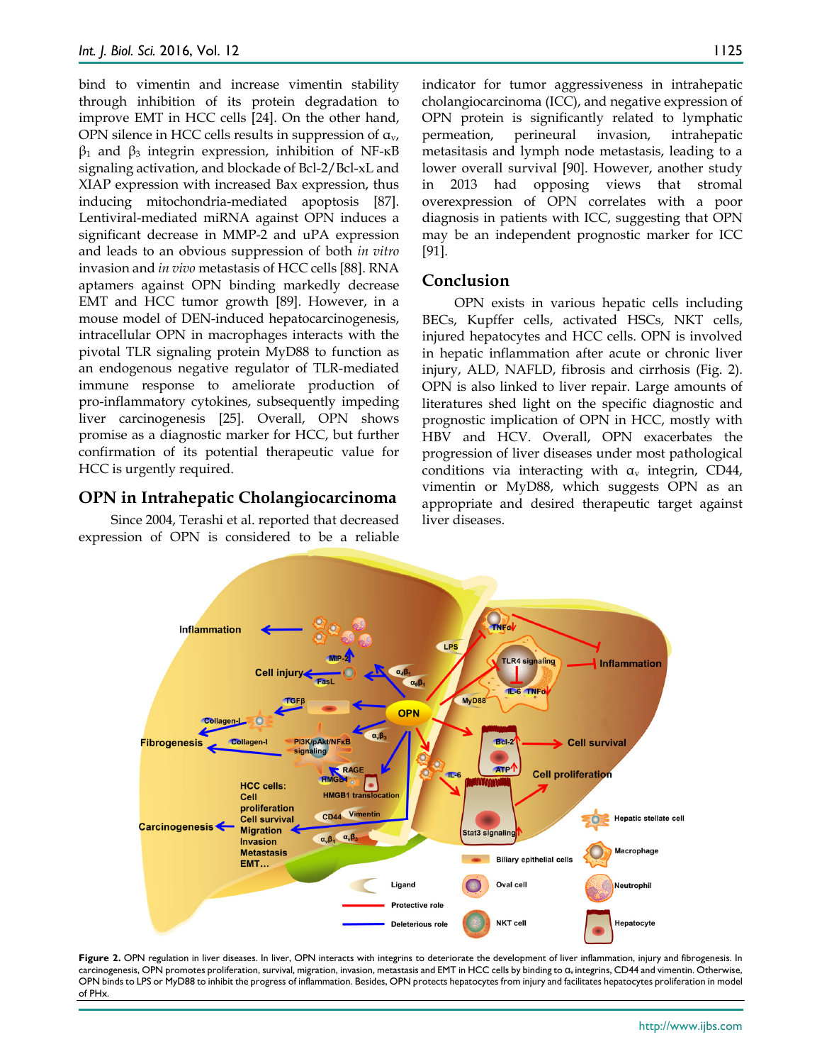bind to vimentin and increase vimentin stability through inhibition of its protein degradation to improve EMT in HCC cells [24]. On the other hand, OPN silence in HCC cells results in suppression of $\alpha_v$, $\beta_1$ and $\beta_3$ integrin expression, inhibition of NF-κB signaling activation, and blockade of Bcl-2/Bcl-xL and XIAP expression with increased Bax expression, thus inducing mitochondria-mediated apoptosis [87]. Lentiviral-mediated miRNA against OPN induces a significant decrease in MMP-2 and uPA expression and leads to an obvious suppression of both *in vitro* invasion and *in vivo* metastasis of HCC cells [88]. RNA aptamers against OPN binding markedly decrease EMT and HCC tumor growth [89]. However, in a mouse model of DEN-induced hepatocarcinogenesis, intracellular OPN in macrophages interacts with the pivotal TLR signaling protein MyD88 to function as an endogenous negative regulator of TLR-mediated immune response to ameliorate production of pro-inflammatory cytokines, subsequently impeding liver carcinogenesis [25]. Overall, OPN shows promise as a diagnostic marker for HCC, but further confirmation of its potential therapeutic value for HCC is urgently required.

## OPN in Intrahepatic Cholangiocarcinoma

Since 2004, Terashi et al. reported that decreased expression of OPN is considered to be a reliable indicator for tumor aggressiveness in intrahepatic cholangiocarcinoma (ICC), and negative expression of OPN protein is significantly related to lymphatic permeation, perineural invasion, intrahepatic metasitasis and lymph node metastasis, leading to a lower overall survival [90]. However, another study in 2013 had opposing views that stromal overexpression of OPN correlates with a poor diagnosis in patients with ICC, suggesting that OPN may be an independent prognostic marker for ICC [91].

## Conclusion

OPN exists in various hepatic cells including BECs, Kupffer cells, activated HSCs, NKT cells, injured hepatocytes and HCC cells. OPN is involved in hepatic inflammation after acute or chronic liver injury, ALD, NAFLD, fibrosis and cirrhosis (Fig. 2). OPN is also linked to liver repair. Large amounts of literatures shed light on the specific diagnostic and prognostic implication of OPN in HCC, mostly with HBV and HCV. Overall, OPN exacerbates the progression of liver diseases under most pathological conditions via interacting with $\alpha_v$ integrin, CD44, vimentin or MyD88, which suggests OPN as an appropriate and desired therapeutic target against liver diseases.

**Figure 2.** OPN regulation in liver diseases. In liver, OPN interacts with integrins to deteriorate the development of liver inflammation, injury and fibrogenesis. In carcinogenesis, OPN promotes proliferation, survival, migration, invasion, metastasis and EMT in HCC cells by binding to $\alpha_v$ integrins, CD44 and vimentin. Otherwise, OPN binds to LPS or MyD88 to inhibit the progress of inflammation. Besides, OPN protects hepatocytes from injury and facilitates hepatocytes proliferation in model of PHx.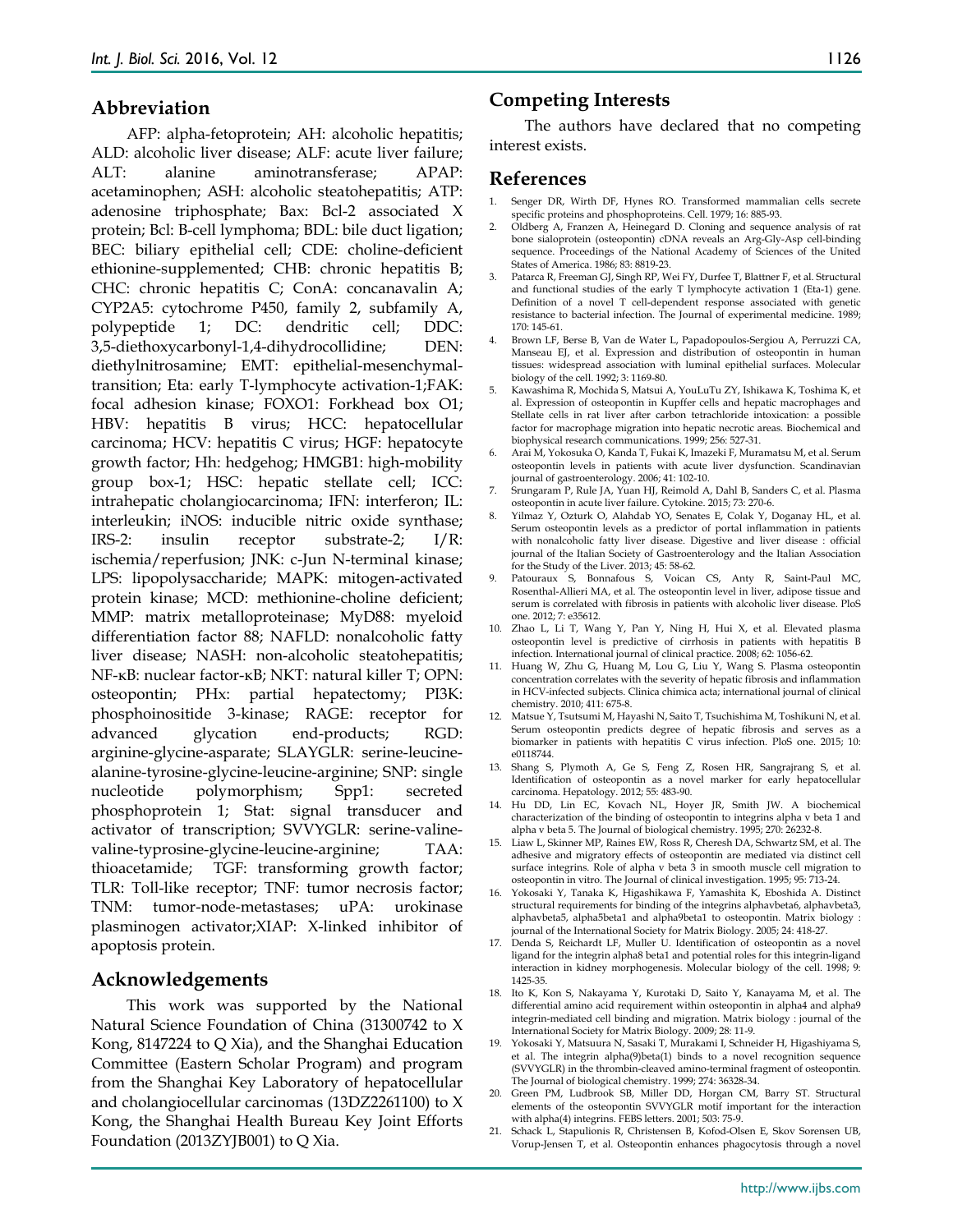## Abbreviation

AFP: alpha-fetoprotein; AH: alcoholic hepatitis; ALD: alcoholic liver disease; ALF: acute liver failure; ALT: alanine aminotransferase; APAP: acetaminophen; ASH: alcoholic steatohepatitis; ATP: adenosine triphosphate; Bax: Bcl-2 associated X protein; Bcl: B-cell lymphoma; BDL: bile duct ligation; BEC: biliary epithelial cell; CDE: choline-deficient ethionine-supplemented; CHB: chronic hepatitis B; CHC: chronic hepatitis C; ConA: concanavalin A; CYP2A5: cytochrome P450, family 2, subfamily A, polypeptide 1; DC: dendritic cell; DDC: 3,5-diethoxycarbonyl-1,4-dihydrocollidine; DEN: diethylnitrosamine; EMT: epithelial-mesenchymal-transition; Eta: early T-lymphocyte activation-1;FAK: focal adhesion kinase; FOXO1: Forkhead box O1; HBV: hepatitis B virus; HCC: hepatocellular carcinoma; HCV: hepatitis C virus; HGF: hepatocyte growth factor; Hh: hedgehog; HMGB1: high-mobility group box-1; HSC: hepatic stellate cell; ICC: intrahepatic cholangiocarcinoma; IFN: interferon; IL: interleukin; iNOS: inducible nitric oxide synthase; IRS-2: insulin receptor substrate-2; I/R: ischemia/reperfusion; JNK: c-Jun N-terminal kinase; LPS: lipopolysaccharide; MAPK: mitogen-activated protein kinase; MCD: methionine-choline deficient; MMP: matrix metalloproteinase; MyD88: myeloid differentiation factor 88; NAFLD: nonalcoholic fatty liver disease; NASH: non-alcoholic steatohepatitis; NF-κB: nuclear factor-κB; NKT: natural killer T; OPN: osteopontin; PHx: partial hepatectomy; PI3K: phosphoinositide 3-kinase; RAGE: receptor for advanced glycation end-products; RGD: arginine-glycine-asparate; SLAYGLR: serine-leucine-alanine-tyrosine-glycine-leucine-arginine; SNP: single nucleotide polymorphism; Spp1: secreted phosphoprotein 1; Stat: signal transducer and activator of transcription; SVVYGLR: serine-valine-valine-typrosine-glycine-leucine-arginine; TAA: thioacetamide; TGF: transforming growth factor; TLR: Toll-like receptor; TNF: tumor necrosis factor; TNM: tumor-node-metastases; uPA: urokinase plasminogen activator;XIAP: X-linked inhibitor of apoptosis protein.

## Acknowledgements

This work was supported by the National Natural Science Foundation of China (31300742 to X Kong, 8147224 to Q Xia), and the Shanghai Education Committee (Eastern Scholar Program) and program from the Shanghai Key Laboratory of hepatocellular and cholangiocellular carcinomas (13DZ2261100) to X Kong, the Shanghai Health Bureau Key Joint Efforts Foundation (2013ZYJB001) to Q Xia.

## Competing Interests

The authors have declared that no competing interest exists.

## References

1. Senger DR, Wirth DF, Hynes RO. Transformed mammalian cells secrete specific proteins and phosphoproteins. Cell. 1979; 16: 885-93.
2. Oldberg A, Franzen A, Heinegard D. Cloning and sequence analysis of rat bone sialoprotein (osteopontin) cDNA reveals an Arg-Gly-Asp cell-binding sequence. Proceedings of the National Academy of Sciences of the United States of America. 1986; 83: 8819-23.
3. Patarca R, Freeman GJ, Singh RP, Wei FY, Durfee T, Blattner F, et al. Structural and functional studies of the early T lymphocyte activation 1 (Eta-1) gene. Definition of a novel T cell-dependent response associated with genetic resistance to bacterial infection. The Journal of experimental medicine. 1989; 170: 145-61.
4. Brown LF, Berse B, Van de Water L, Papadopoulos-Sergiou A, Perruzzi CA, Manseau EJ, et al. Expression and distribution of osteopontin in human tissues: widespread association with luminal epithelial surfaces. Molecular biology of the cell. 1992; 3: 1169-80.
5. Kawashima R, Mochida S, Matsui A, YouLuTu ZY, Ishikawa K, Toshima K, et al. Expression of osteopontin in Kupffer cells and hepatic macrophages and Stellate cells in rat liver after carbon tetrachloride intoxication: a possible factor for macrophage migration into hepatic necrotic areas. Biochemical and biophysical research communications. 1999; 256: 527-31.
6. Arai M, Yokosuka O, Kanda T, Fukai K, Imazeki F, Muramatsu M, et al. Serum osteopontin levels in patients with acute liver dysfunction. Scandinavian journal of gastroenterology. 2006; 41: 102-10.
7. Srungaram P, Rule JA, Yuan HJ, Reimold A, Dahl B, Sanders C, et al. Plasma osteopontin in acute liver failure. Cytokine. 2015; 73: 270-6.
8. Yilmaz Y, Ozturk O, Alahdab YO, Senates E, Colak Y, Doganay HL, et al. Serum osteopontin levels as a predictor of portal inflammation in patients with nonalcoholic fatty liver disease. Digestive and liver disease : official journal of the Italian Society of Gastroenterology and the Italian Association for the Study of the Liver. 2013; 45: 58-62.
9. Patouraux S, Bonnafous S, Voican CS, Anty R, Saint-Paul MC, Rosenthal-Allieri MA, et al. The osteopontin level in liver, adipose tissue and serum is correlated with fibrosis in patients with alcoholic liver disease. PloS one. 2012; 7: e35612.
10. Zhao L, Li T, Wang Y, Pan Y, Ning H, Hui X, et al. Elevated plasma osteopontin level is predictive of cirrhosis in patients with hepatitis B infection. International journal of clinical practice. 2008; 62: 1056-62.
11. Huang W, Zhu G, Huang M, Lou G, Liu Y, Wang S. Plasma osteopontin concentration correlates with the severity of hepatic fibrosis and inflammation in HCV-infected subjects. Clinica chimica acta; international journal of clinical chemistry. 2010; 411: 675-8.
12. Matsue Y, Tsutsumi M, Hayashi N, Saito T, Tsuchishima M, Toshikuni N, et al. Serum osteopontin predicts degree of hepatic fibrosis and serves as a biomarker in patients with hepatitis C virus infection. PloS one. 2015; 10: e0118744.
13. Shang S, Plymoth A, Ge S, Feng Z, Rosen HR, Sangrajrang S, et al. Identification of osteopontin as a novel marker for early hepatocellular carcinoma. Hepatology. 2012; 55: 483-90.
14. Hu DD, Lin EC, Kovach NL, Hoyer JR, Smith JW. A biochemical characterization of the binding of osteopontin to integrins alpha v beta 1 and alpha v beta 5. The Journal of biological chemistry. 1995; 270: 26232-8.
15. Liaw L, Skinner MP, Raines EW, Ross R, Cheresh DA, Schwartz SM, et al. The adhesive and migratory effects of osteopontin are mediated via distinct cell surface integrins. Role of alpha v beta 3 in smooth muscle cell migration to osteopontin in vitro. The Journal of clinical investigation. 1995; 95: 713-24.
16. Yokosaki Y, Tanaka K, Higashikawa F, Yamashita K, Eboshida A. Distinct structural requirements for binding of the integrins alphavbeta6, alphavbeta3, alphavbeta5, alpha5beta1 and alpha9beta1 to osteopontin. Matrix biology : journal of the International Society for Matrix Biology. 2005; 24: 418-27.
17. Denda S, Reichardt LF, Muller U. Identification of osteopontin as a novel ligand for the integrin alpha8 beta1 and potential roles for this integrin-ligand interaction in kidney morphogenesis. Molecular biology of the cell. 1998; 9: 1425-35.
18. Ito K, Kon S, Nakayama Y, Kurotaki D, Saito Y, Kanayama M, et al. The differential amino acid requirement within osteopontin in alpha4 and alpha9 integrin-mediated cell binding and migration. Matrix biology : journal of the International Society for Matrix Biology. 2009; 28: 11-9.
19. Yokosaki Y, Matsuura N, Sasaki T, Murakami I, Schneider H, Higashiyama S, et al. The integrin alpha(9)beta(1) binds to a novel recognition sequence (SVVYGLR) in the thrombin-cleaved amino-terminal fragment of osteopontin. The Journal of biological chemistry. 1999; 274: 36328-34.
20. Green PM, Ludbrook SB, Miller DD, Horgan CM, Barry ST. Structural elements of the osteopontin SVVYGLR motif important for the interaction with alpha(4) integrins. FEBS letters. 2001; 503: 75-9.
21. Schack L, Stapulionis R, Christensen B, Kofod-Olsen E, Skov Sorensen UB, Vorup-Jensen T, et al. Osteopontin enhances phagocytosis through a novel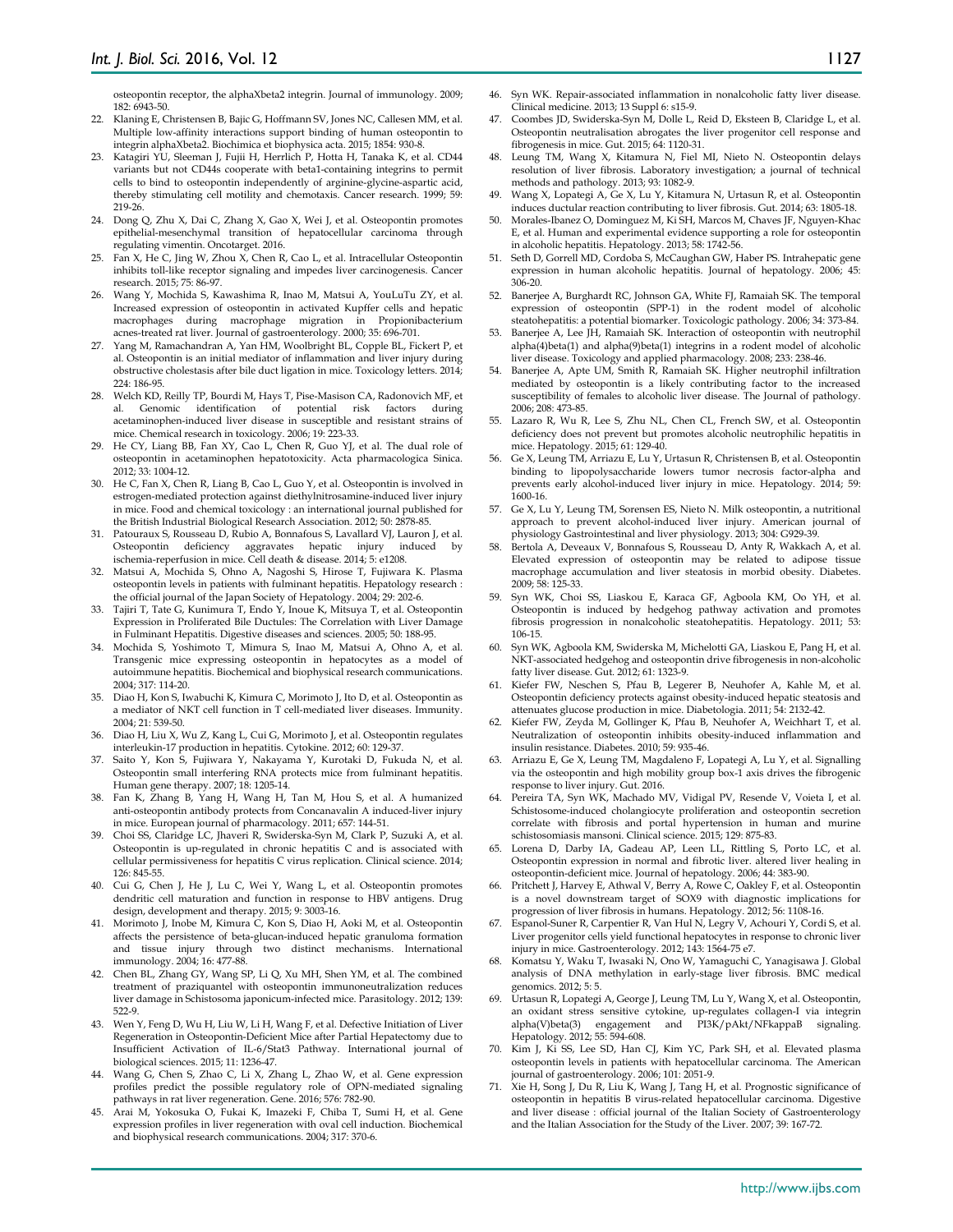osteopontin receptor, the alphaXbeta2 integrin. Journal of immunology. 2009; 182: 6943-50.

22. Klaning E, Christensen B, Bajic G, Hoffmann SV, Jones NC, Callesen MM, et al. Multiple low-affinity interactions support binding of human osteopontin to integrin alphaXbeta2. Biochimica et biophysica acta. 2015; 1854: 930-8.
23. Katagiri YU, Sleeman J, Fujii H, Herrlich P, Hotta H, Tanaka K, et al. CD44 variants but not CD44s cooperate with beta1-containing integrins to permit cells to bind to osteopontin independently of arginine-glycine-aspartic acid, thereby stimulating cell motility and chemotaxis. Cancer research. 1999; 59: 219-26.
24. Dong Q, Zhu X, Dai C, Zhang X, Gao X, Wei J, et al. Osteopontin promotes epithelial-mesenchymal transition of hepatocellular carcinoma through regulating vimentin. Oncotarget. 2016.
25. Fan X, He C, Jing W, Zhou X, Chen R, Cao L, et al. Intracellular Osteopontin inhibits toll-like receptor signaling and impedes liver carcinogenesis. Cancer research. 2015; 75: 86-97.
26. Wang Y, Mochida S, Kawashima R, Inao M, Matsui A, YouLuTu ZY, et al. Increased expression of osteopontin in activated Kupffer cells and hepatic macrophages during macrophage migration in Propionibacterium acnes-treated rat liver. Journal of gastroenterology. 2000; 35: 696-701.
27. Yang M, Ramachandran A, Yan HM, Woolbright BL, Copple BL, Fickert P, et al. Osteopontin is an initial mediator of inflammation and liver injury during obstructive cholestasis after bile duct ligation in mice. Toxicology letters. 2014; 224: 186-95.
28. Welch KD, Reilly TP, Bourdi M, Hays T, Pise-Masison CA, Radonovich MF, et al. Genomic identification of potential risk factors during acetaminophen-induced liver disease in susceptible and resistant strains of mice. Chemical research in toxicology. 2006; 19: 223-33.
29. He CY, Liang BB, Fan XY, Cao L, Chen R, Guo YJ, et al. The dual role of osteopontin in acetaminophen hepatotoxicity. Acta pharmacologica Sinica. 2012; 33: 1004-12.
30. He C, Fan X, Chen R, Liang B, Cao L, Guo Y, et al. Osteopontin is involved in estrogen-mediated protection against diethylnitrosamine-induced liver injury in mice. Food and chemical toxicology : an international journal published for the British Industrial Biological Research Association. 2012; 50: 2878-85.
31. Patouraux S, Rousseau D, Rubio A, Bonnafous S, Lavallard VJ, Lauron J, et al. Osteopontin deficiency aggravates hepatic injury induced by ischemia-reperfusion in mice. Cell death & disease. 2014; 5: e1208.
32. Matsui A, Mochida S, Ohno A, Nagoshi S, Hirose T, Fujiwara K. Plasma osteopontin levels in patients with fulminant hepatitis. Hepatology research : the official journal of the Japan Society of Hepatology. 2004; 29: 202-6.
33. Tajiri T, Tate G, Kunimura T, Endo Y, Inoue K, Mitsuya T, et al. Osteopontin Expression in Proliferated Bile Ductules: The Correlation with Liver Damage in Fulminant Hepatitis. Digestive diseases and sciences. 2005; 50: 188-95.
34. Mochida S, Yoshimoto T, Mimura S, Inao M, Matsui A, Ohno A, et al. Transgenic mice expressing osteopontin in hepatocytes as a model of autoimmune hepatitis. Biochemical and biophysical research communications. 2004; 317: 114-20.
35. Diao H, Kon S, Iwabuchi K, Kimura C, Morimoto J, Ito D, et al. Osteopontin as a mediator of NKT cell function in T cell-mediated liver diseases. Immunity. 2004; 21: 539-50.
36. Diao H, Liu X, Wu Z, Kang L, Cui G, Morimoto J, et al. Osteopontin regulates interleukin-17 production in hepatitis. Cytokine. 2012; 60: 129-37.
37. Saito Y, Kon S, Fujiwara Y, Nakayama Y, Kurotaki D, Fukuda N, et al. Osteopontin small interfering RNA protects mice from fulminant hepatitis. Human gene therapy. 2007; 18: 1205-14.
38. Fan K, Zhang B, Yang H, Wang H, Tan M, Hou S, et al. A humanized anti-osteopontin antibody protects from Concanavalin A induced-liver injury in mice. European journal of pharmacology. 2011; 657: 144-51.
39. Choi SS, Claridge LC, Jhaveri R, Swiderska-Syn M, Clark P, Suzuki A, et al. Osteopontin is up-regulated in chronic hepatitis C and is associated with cellular permissiveness for hepatitis C virus replication. Clinical science. 2014; 126: 845-55.
40. Cui G, Chen J, He J, Lu C, Wei Y, Wang L, et al. Osteopontin promotes dendritic cell maturation and function in response to HBV antigens. Drug design, development and therapy. 2015; 9: 3003-16.
41. Morimoto J, Inobe M, Kimura C, Kon S, Diao H, Aoki M, et al. Osteopontin affects the persistence of beta-glucan-induced hepatic granuloma formation and tissue injury through two distinct mechanisms. International immunology. 2004; 16: 477-88.
42. Chen BL, Zhang GY, Wang SP, Li Q, Xu MH, Shen YM, et al. The combined treatment of praziquantel with osteopontin immunoneutralization reduces liver damage in Schistosoma japonicum-infected mice. Parasitology. 2012; 139: 522-9.
43. Wen Y, Feng D, Wu H, Liu W, Li H, Wang F, et al. Defective Initiation of Liver Regeneration in Osteopontin-Deficient Mice after Partial Hepatectomy due to Insufficient Activation of IL-6/Stat3 Pathway. International journal of biological sciences. 2015; 11: 1236-47.
44. Wang G, Chen S, Zhao C, Li X, Zhang L, Zhao W, et al. Gene expression profiles predict the possible regulatory role of OPN-mediated signaling pathways in rat liver regeneration. Gene. 2016; 576: 782-90.
45. Arai M, Yokosuka O, Fukai K, Imazeki F, Chiba T, Sumi H, et al. Gene expression profiles in liver regeneration with oval cell induction. Biochemical and biophysical research communications. 2004; 317: 370-6.
46. Syn WK. Repair-associated inflammation in nonalcoholic fatty liver disease. Clinical medicine. 2013; 13 Suppl 6: s15-9.
47. Coombes JD, Swiderska-Syn M, Dolle L, Reid D, Eksteen B, Claridge L, et al. Osteopontin neutralisation abrogates the liver progenitor cell response and fibrogenesis in mice. Gut. 2015; 64: 1120-31.
48. Leung TM, Wang X, Kitamura N, Fiel MI, Nieto N. Osteopontin delays resolution of liver fibrosis. Laboratory investigation; a journal of technical methods and pathology. 2013; 93: 1082-9.
49. Wang X, Lopategi A, Ge X, Lu Y, Kitamura N, Urtasun R, et al. Osteopontin induces ductular reaction contributing to liver fibrosis. Gut. 2014; 63: 1805-18.
50. Morales-Ibanez O, Dominguez M, Ki SH, Marcos M, Chaves JF, Nguyen-Khac E, et al. Human and experimental evidence supporting a role for osteopontin in alcoholic hepatitis. Hepatology. 2013; 58: 1742-56.
51. Seth D, Gorrell MD, Cordoba S, McCaughan GW, Haber PS. Intrahepatic gene expression in human alcoholic hepatitis. Journal of hepatology. 2006; 45: 306-20.
52. Banerjee A, Burghardt RC, Johnson GA, White FJ, Ramaiah SK. The temporal expression of osteopontin (SPP-1) in the rodent model of alcoholic steatohepatitis: a potential biomarker. Toxicologic pathology. 2006; 34: 373-84.
53. Banerjee A, Lee JH, Ramaiah SK. Interaction of osteopontin with neutrophil alpha(4)beta(1) and alpha(9)beta(1) integrins in a rodent model of alcoholic liver disease. Toxicology and applied pharmacology. 2008; 233: 238-46.
54. Banerjee A, Apte UM, Smith R, Ramaiah SK. Higher neutrophil infiltration mediated by osteopontin is a likely contributing factor to the increased susceptibility of females to alcoholic liver disease. The Journal of pathology. 2006; 208: 473-85.
55. Lazaro R, Wu R, Lee S, Zhu NL, Chen CL, French SW, et al. Osteopontin deficiency does not prevent but promotes alcoholic neutrophilic hepatitis in mice. Hepatology. 2015; 61: 129-40.
56. Ge X, Leung TM, Arriazu E, Lu Y, Urtasun R, Christensen B, et al. Osteopontin binding to lipopolysaccharide lowers tumor necrosis factor-alpha and prevents early alcohol-induced liver injury in mice. Hepatology. 2014; 59: 1600-16.
57. Ge X, Lu Y, Leung TM, Sorensen ES, Nieto N. Milk osteopontin, a nutritional approach to prevent alcohol-induced liver injury. American journal of physiology Gastrointestinal and liver physiology. 2013; 304: G929-39.
58. Bertola A, Deveaux V, Bonnafous S, Rousseau D, Anty R, Wakkach A, et al. Elevated expression of osteopontin may be related to adipose tissue macrophage accumulation and liver steatosis in morbid obesity. Diabetes. 2009; 58: 125-33.
59. Syn WK, Choi SS, Liaskou E, Karaca GF, Agboola KM, Oo YH, et al. Osteopontin is induced by hedgehog pathway activation and promotes fibrosis progression in nonalcoholic steatohepatitis. Hepatology. 2011; 53: 106-15.
60. Syn WK, Agboola KM, Swiderska M, Michelotti GA, Liaskou E, Pang H, et al. NKT-associated hedgehog and osteopontin drive fibrogenesis in non-alcoholic fatty liver disease. Gut. 2012; 61: 1323-9.
61. Kiefer FW, Neschen S, Pfau B, Legerer B, Neuhofer A, Kahle M, et al. Osteopontin deficiency protects against obesity-induced hepatic steatosis and attenuates glucose production in mice. Diabetologia. 2011; 54: 2132-42.
62. Kiefer FW, Zeyda M, Gollinger K, Pfau B, Neuhofer A, Weichhart T, et al. Neutralization of osteopontin inhibits obesity-induced inflammation and insulin resistance. Diabetes. 2010; 59: 935-46.
63. Arriazu E, Ge X, Leung TM, Magdaleno F, Lopategi A, Lu Y, et al. Signalling via the osteopontin and high mobility group box-1 axis drives the fibrogenic response to liver injury. Gut. 2016.
64. Pereira TA, Syn WK, Machado MV, Vidigal PV, Resende V, Voieta I, et al. Schistosome-induced cholangiocyte proliferation and osteopontin secretion correlate with fibrosis and portal hypertension in human and murine schistosomiasis mansoni. Clinical science. 2015; 129: 875-83.
65. Lorena D, Darby IA, Gadeau AP, Leen LL, Rittling S, Porto LC, et al. Osteopontin expression in normal and fibrotic liver. altered liver healing in osteopontin-deficient mice. Journal of hepatology. 2006; 44: 383-90.
66. Pritchett J, Harvey E, Athwal V, Berry A, Rowe C, Oakley F, et al. Osteopontin is a novel downstream target of SOX9 with diagnostic implications for progression of liver fibrosis in humans. Hepatology. 2012; 56: 1108-16.
67. Espanol-Suner R, Carpentier R, Van Hul N, Legry V, Achouri Y, Cordi S, et al. Liver progenitor cells yield functional hepatocytes in response to chronic liver injury in mice. Gastroenterology. 2012; 143: 1564-75 e7.
68. Komatsu Y, Waku T, Iwasaki N, Ono W, Yamaguchi C, Yanagisawa J. Global analysis of DNA methylation in early-stage liver fibrosis. BMC medical genomics. 2012; 5: 5.
69. Urtasun R, Lopategi A, George J, Leung TM, Lu Y, Wang X, et al. Osteopontin, an oxidant stress sensitive cytokine, up-regulates collagen-I via integrin alpha(V)beta(3) engagement and PI3K/pAkt/NFkappaB signaling. Hepatology. 2012; 55: 594-608.
70. Kim J, Ki SS, Lee SD, Han CJ, Kim YC, Park SH, et al. Elevated plasma osteopontin levels in patients with hepatocellular carcinoma. The American journal of gastroenterology. 2006; 101: 2051-9.
71. Xie H, Song J, Du R, Liu K, Wang J, Tang H, et al. Prognostic significance of osteopontin in hepatitis B virus-related hepatocellular carcinoma. Digestive and liver disease : official journal of the Italian Society of Gastroenterology and the Italian Association for the Study of the Liver. 2007; 39: 167-72.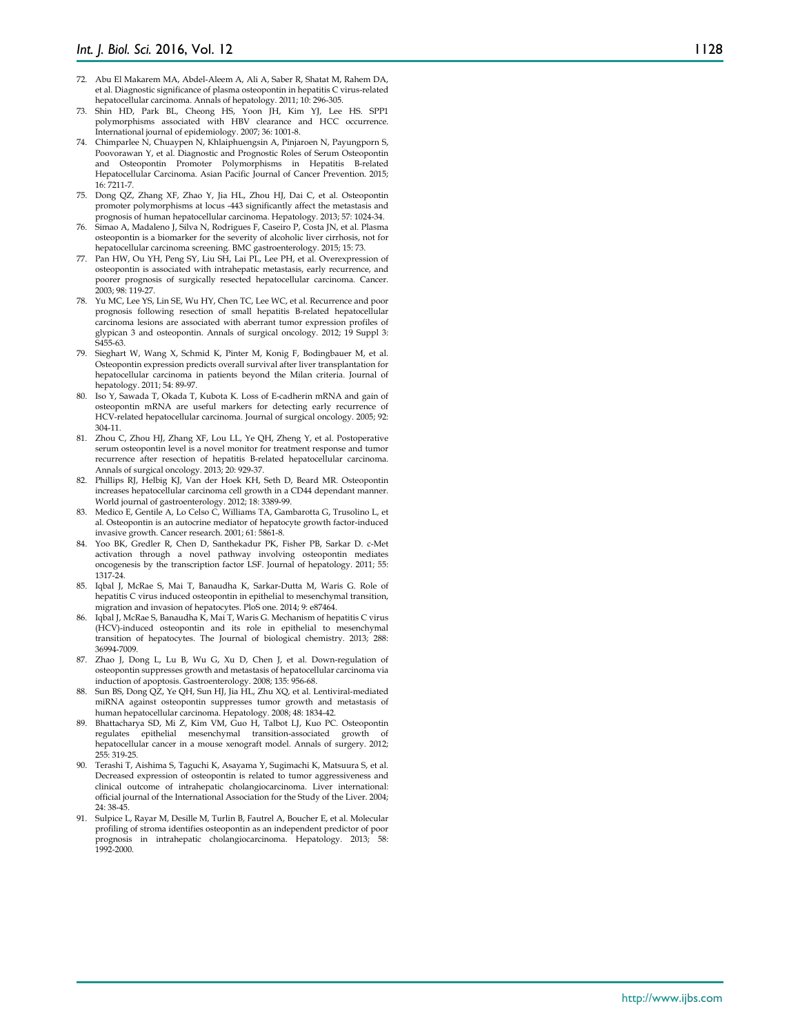72. Abu El Makarem MA, Abdel-Aleem A, Ali A, Saber R, Shatat M, Rahem DA, et al. Diagnostic significance of plasma osteopontin in hepatitis C virus-related hepatocellular carcinoma. Annals of hepatology. 2011; 10: 296-305.
73. Shin HD, Park BL, Cheong HS, Yoon JH, Kim YJ, Lee HS. SPP1 polymorphisms associated with HBV clearance and HCC occurrence. International journal of epidemiology. 2007; 36: 1001-8.
74. Chimparlee N, Chuaypen N, Khlaiphuengsin A, Pinjaroen N, Payungporn S, Poovorawan Y, et al. Diagnostic and Prognostic Roles of Serum Osteopontin and Osteopontin Promoter Polymorphisms in Hepatitis B-related Hepatocellular Carcinoma. Asian Pacific Journal of Cancer Prevention. 2015; 16: 7211-7.
75. Dong QZ, Zhang XF, Zhao Y, Jia HL, Zhou HJ, Dai C, et al. Osteopontin promoter polymorphisms at locus -443 significantly affect the metastasis and prognosis of human hepatocellular carcinoma. Hepatology. 2013; 57: 1024-34.
76. Simao A, Madaleno J, Silva N, Rodrigues F, Caseiro P, Costa JN, et al. Plasma osteopontin is a biomarker for the severity of alcoholic liver cirrhosis, not for hepatocellular carcinoma screening. BMC gastroenterology. 2015; 15: 73.
77. Pan HW, Ou YH, Peng SY, Liu SH, Lai PL, Lee PH, et al. Overexpression of osteopontin is associated with intrahepatic metastasis, early recurrence, and poorer prognosis of surgically resected hepatocellular carcinoma. Cancer. 2003; 98: 119-27.
78. Yu MC, Lee YS, Lin SE, Wu HY, Chen TC, Lee WC, et al. Recurrence and poor prognosis following resection of small hepatitis B-related hepatocellular carcinoma lesions are associated with aberrant tumor expression profiles of glypican 3 and osteopontin. Annals of surgical oncology. 2012; 19 Suppl 3: S455-63.
79. Sieghart W, Wang X, Schmid K, Pinter M, Konig F, Bodingbauer M, et al. Osteopontin expression predicts overall survival after liver transplantation for hepatocellular carcinoma in patients beyond the Milan criteria. Journal of hepatology. 2011; 54: 89-97.
80. Iso Y, Sawada T, Okada T, Kubota K. Loss of E-cadherin mRNA and gain of osteopontin mRNA are useful markers for detecting early recurrence of HCV-related hepatocellular carcinoma. Journal of surgical oncology. 2005; 92: 304-11.
81. Zhou C, Zhou HJ, Zhang XF, Lou LL, Ye QH, Zheng Y, et al. Postoperative serum osteopontin level is a novel monitor for treatment response and tumor recurrence after resection of hepatitis B-related hepatocellular carcinoma. Annals of surgical oncology. 2013; 20: 929-37.
82. Phillips RJ, Helbig KJ, Van der Hoek KH, Seth D, Beard MR. Osteopontin increases hepatocellular carcinoma cell growth in a CD44 dependant manner. World journal of gastroenterology. 2012; 18: 3389-99.
83. Medico E, Gentile A, Lo Celso C, Williams TA, Gambarotta G, Trusolino L, et al. Osteopontin is an autocrine mediator of hepatocyte growth factor-induced invasive growth. Cancer research. 2001; 61: 5861-8.
84. Yoo BK, Gredler R, Chen D, Santhekadur PK, Fisher PB, Sarkar D. c-Met activation through a novel pathway involving osteopontin mediates oncogenesis by the transcription factor LSF. Journal of hepatology. 2011; 55: 1317-24.
85. Iqbal J, McRae S, Mai T, Banaudha K, Sarkar-Dutta M, Waris G. Role of hepatitis C virus induced osteopontin in epithelial to mesenchymal transition, migration and invasion of hepatocytes. PloS one. 2014; 9: e87464.
86. Iqbal J, McRae S, Banaudha K, Mai T, Waris G. Mechanism of hepatitis C virus (HCV)-induced osteopontin and its role in epithelial to mesenchymal transition of hepatocytes. The Journal of biological chemistry. 2013; 288: 36994-7009.
87. Zhao J, Dong L, Lu B, Wu G, Xu D, Chen J, et al. Down-regulation of osteopontin suppresses growth and metastasis of hepatocellular carcinoma via induction of apoptosis. Gastroenterology. 2008; 135: 956-68.
88. Sun BS, Dong QZ, Ye QH, Sun HJ, Jia HL, Zhu XQ, et al. Lentiviral-mediated miRNA against osteopontin suppresses tumor growth and metastasis of human hepatocellular carcinoma. Hepatology. 2008; 48: 1834-42.
89. Bhattacharya SD, Mi Z, Kim VM, Guo H, Talbot LJ, Kuo PC. Osteopontin regulates epithelial mesenchymal transition-associated growth of hepatocellular cancer in a mouse xenograft model. Annals of surgery. 2012; 255: 319-25.
90. Terashi T, Aishima S, Taguchi K, Asayama Y, Sugimachi K, Matsuura S, et al. Decreased expression of osteopontin is related to tumor aggressiveness and clinical outcome of intrahepatic cholangiocarcinoma. Liver international: official journal of the International Association for the Study of the Liver. 2004; 24: 38-45.
91. Sulpice L, Rayar M, Desille M, Turlin B, Fautrel A, Boucher E, et al. Molecular profiling of stroma identifies osteopontin as an independent predictor of poor prognosis in intrahepatic cholangiocarcinoma. Hepatology. 2013; 58: 1992-2000.